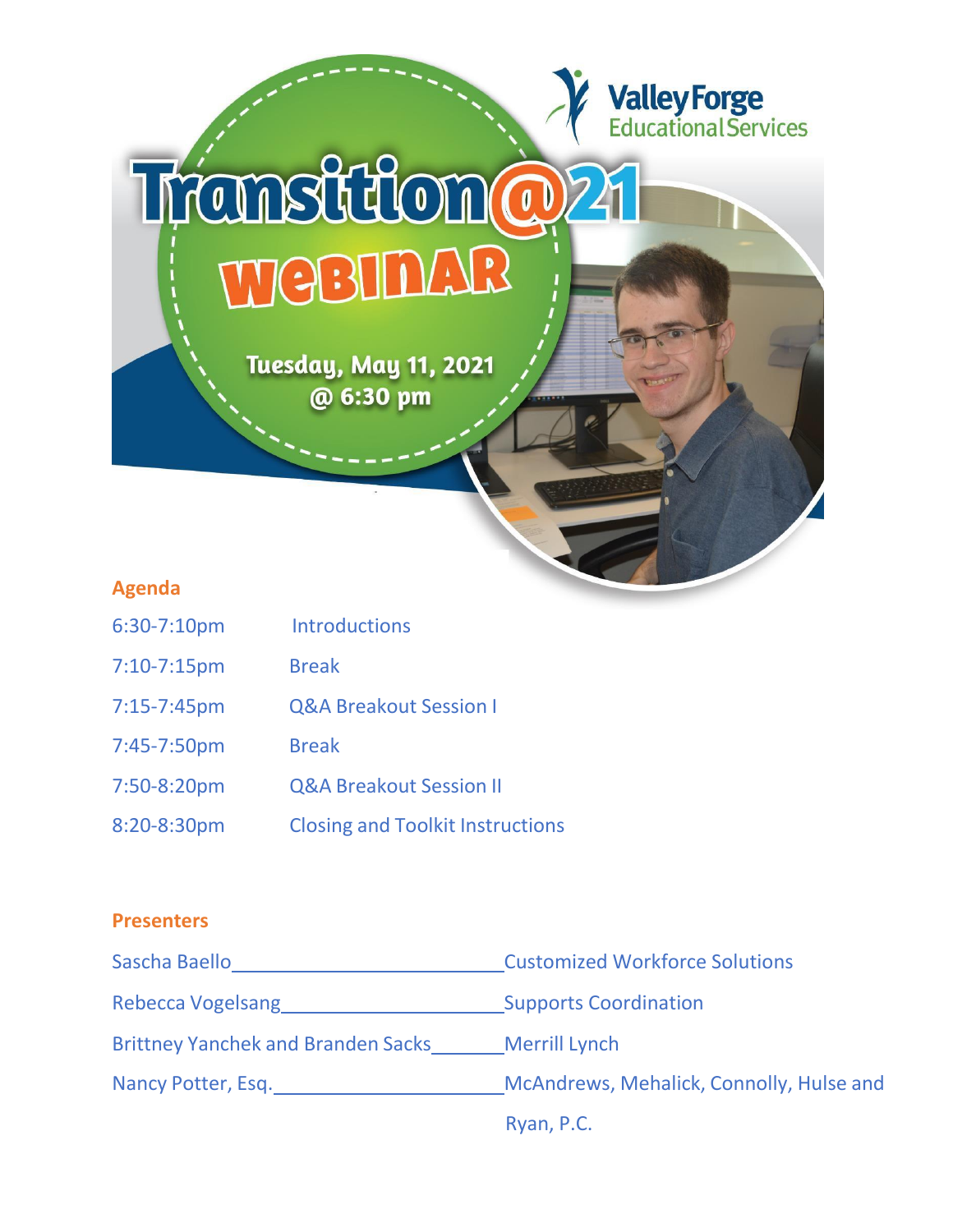Valley Forge Educational Services

# Transition@21 Webinar

Tuesday, May 11, 2021
@ 6:30 pm

## Agenda

| | |
|---|---|
| 6:30-7:10pm | Introductions |
| 7:10-7:15pm | Break |
| 7:15-7:45pm | Q&A Breakout Session I |
| 7:45-7:50pm | Break |
| 7:50-8:20pm | Q&A Breakout Session II |
| 8:20-8:30pm | Closing and Toolkit Instructions |

## Presenters

| | |
|---|---|
| Sascha Baello | Customized Workforce Solutions |
| Rebecca Vogelsang | Supports Coordination |
| Brittney Yanchek and Branden Sacks | Merrill Lynch |
| Nancy Potter, Esq. | McAndrews, Mehalick, Connolly, Hulse and Ryan, P.C. |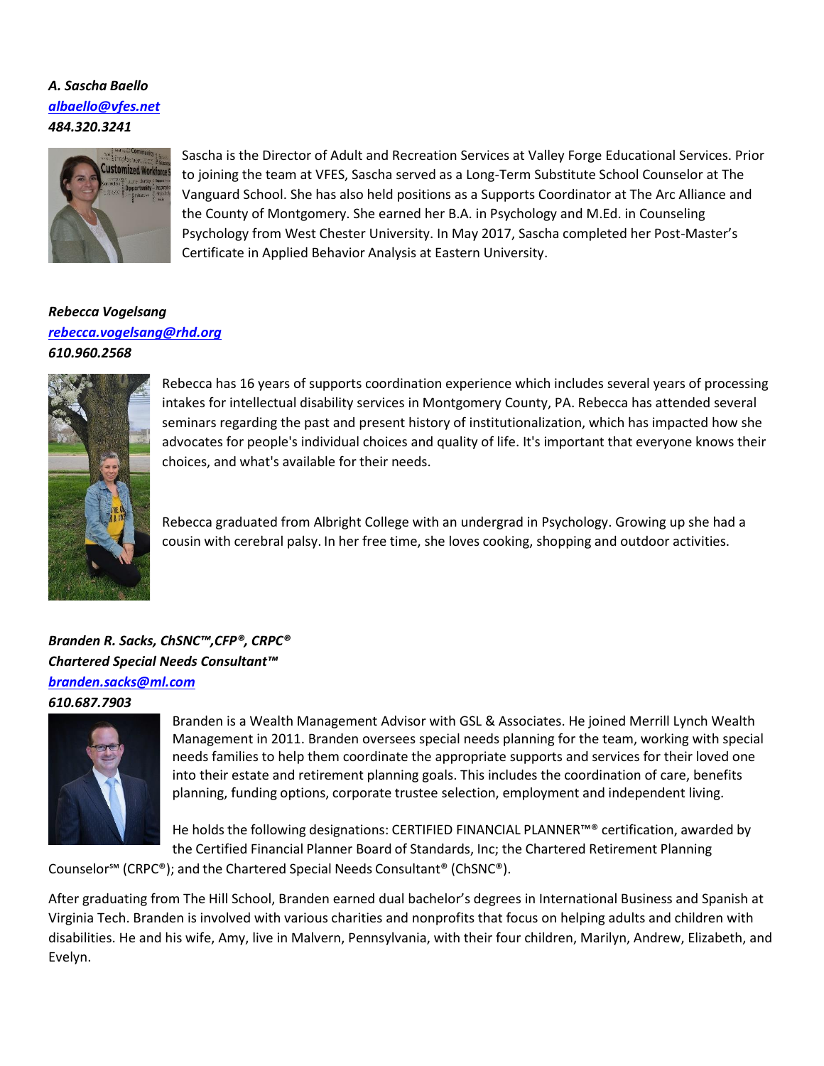***A. Sascha Baello***
***[albaello@vfes.net](mailto:albaello@vfes.net)***
***484.320.3241***

Sascha is the Director of Adult and Recreation Services at Valley Forge Educational Services. Prior to joining the team at VFES, Sascha served as a Long-Term Substitute School Counselor at The Vanguard School. She has also held positions as a Supports Coordinator at The Arc Alliance and the County of Montgomery. She earned her B.A. in Psychology and M.Ed. in Counseling Psychology from West Chester University. In May 2017, Sascha completed her Post-Master's Certificate in Applied Behavior Analysis at Eastern University.

***Rebecca Vogelsang***
***[rebecca.vogelsang@rhd.org](mailto:rebecca.vogelsang@rhd.org)***
***610.960.2568***

Rebecca has 16 years of supports coordination experience which includes several years of processing intakes for intellectual disability services in Montgomery County, PA. Rebecca has attended several seminars regarding the past and present history of institutionalization, which has impacted how she advocates for people's individual choices and quality of life. It's important that everyone knows their choices, and what's available for their needs.

Rebecca graduated from Albright College with an undergrad in Psychology. Growing up she had a cousin with cerebral palsy. In her free time, she loves cooking, shopping and outdoor activities.

***Branden R. Sacks, ChSNC™,CFP®, CRPC®***
***Chartered Special Needs Consultant™***
***[branden.sacks@ml.com](mailto:branden.sacks@ml.com)***
***610.687.7903***

Branden is a Wealth Management Advisor with GSL & Associates. He joined Merrill Lynch Wealth Management in 2011. Branden oversees special needs planning for the team, working with special needs families to help them coordinate the appropriate supports and services for their loved one into their estate and retirement planning goals. This includes the coordination of care, benefits planning, funding options, corporate trustee selection, employment and independent living.

He holds the following designations: CERTIFIED FINANCIAL PLANNER™® certification, awarded by the Certified Financial Planner Board of Standards, Inc; the Chartered Retirement Planning Counselor℠ (CRPC®); and the Chartered Special Needs Consultant® (ChSNC®).

After graduating from The Hill School, Branden earned dual bachelor's degrees in International Business and Spanish at Virginia Tech. Branden is involved with various charities and nonprofits that focus on helping adults and children with disabilities. He and his wife, Amy, live in Malvern, Pennsylvania, with their four children, Marilyn, Andrew, Elizabeth, and Evelyn.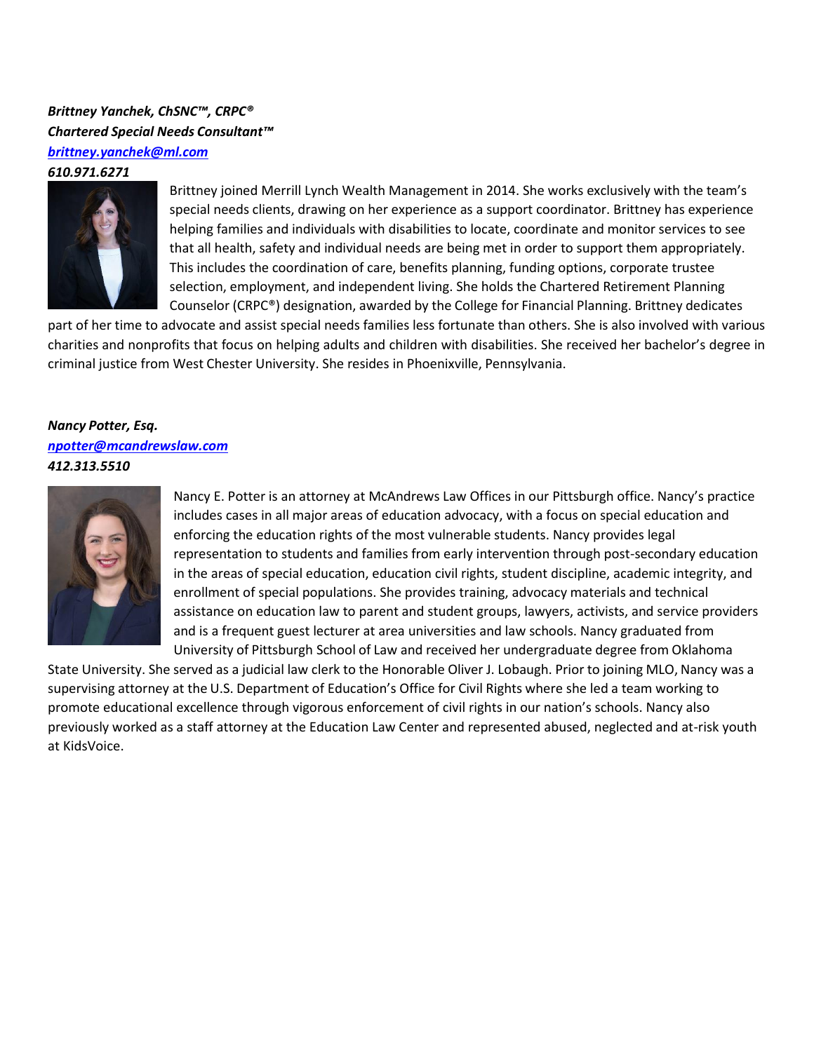***Brittney Yanchek, ChSNC™, CRPC®***
***Chartered Special Needs Consultant™***
***[brittney.yanchek@ml.com](mailto:brittney.yanchek@ml.com)***
***610.971.6271***

Brittney joined Merrill Lynch Wealth Management in 2014. She works exclusively with the team's special needs clients, drawing on her experience as a support coordinator. Brittney has experience helping families and individuals with disabilities to locate, coordinate and monitor services to see that all health, safety and individual needs are being met in order to support them appropriately. This includes the coordination of care, benefits planning, funding options, corporate trustee selection, employment, and independent living. She holds the Chartered Retirement Planning Counselor (CRPC®) designation, awarded by the College for Financial Planning. Brittney dedicates part of her time to advocate and assist special needs families less fortunate than others. She is also involved with various charities and nonprofits that focus on helping adults and children with disabilities. She received her bachelor's degree in criminal justice from West Chester University. She resides in Phoenixville, Pennsylvania.

***Nancy Potter, Esq.***
***[npotter@mcandrewslaw.com](mailto:npotter@mcandrewslaw.com)***
***412.313.5510***

Nancy E. Potter is an attorney at McAndrews Law Offices in our Pittsburgh office. Nancy's practice includes cases in all major areas of education advocacy, with a focus on special education and enforcing the education rights of the most vulnerable students. Nancy provides legal representation to students and families from early intervention through post-secondary education in the areas of special education, education civil rights, student discipline, academic integrity, and enrollment of special populations. She provides training, advocacy materials and technical assistance on education law to parent and student groups, lawyers, activists, and service providers and is a frequent guest lecturer at area universities and law schools. Nancy graduated from University of Pittsburgh School of Law and received her undergraduate degree from Oklahoma State University. She served as a judicial law clerk to the Honorable Oliver J. Lobaugh. Prior to joining MLO, Nancy was a supervising attorney at the U.S. Department of Education's Office for Civil Rights where she led a team working to promote educational excellence through vigorous enforcement of civil rights in our nation's schools. Nancy also previously worked as a staff attorney at the Education Law Center and represented abused, neglected and at-risk youth at KidsVoice.